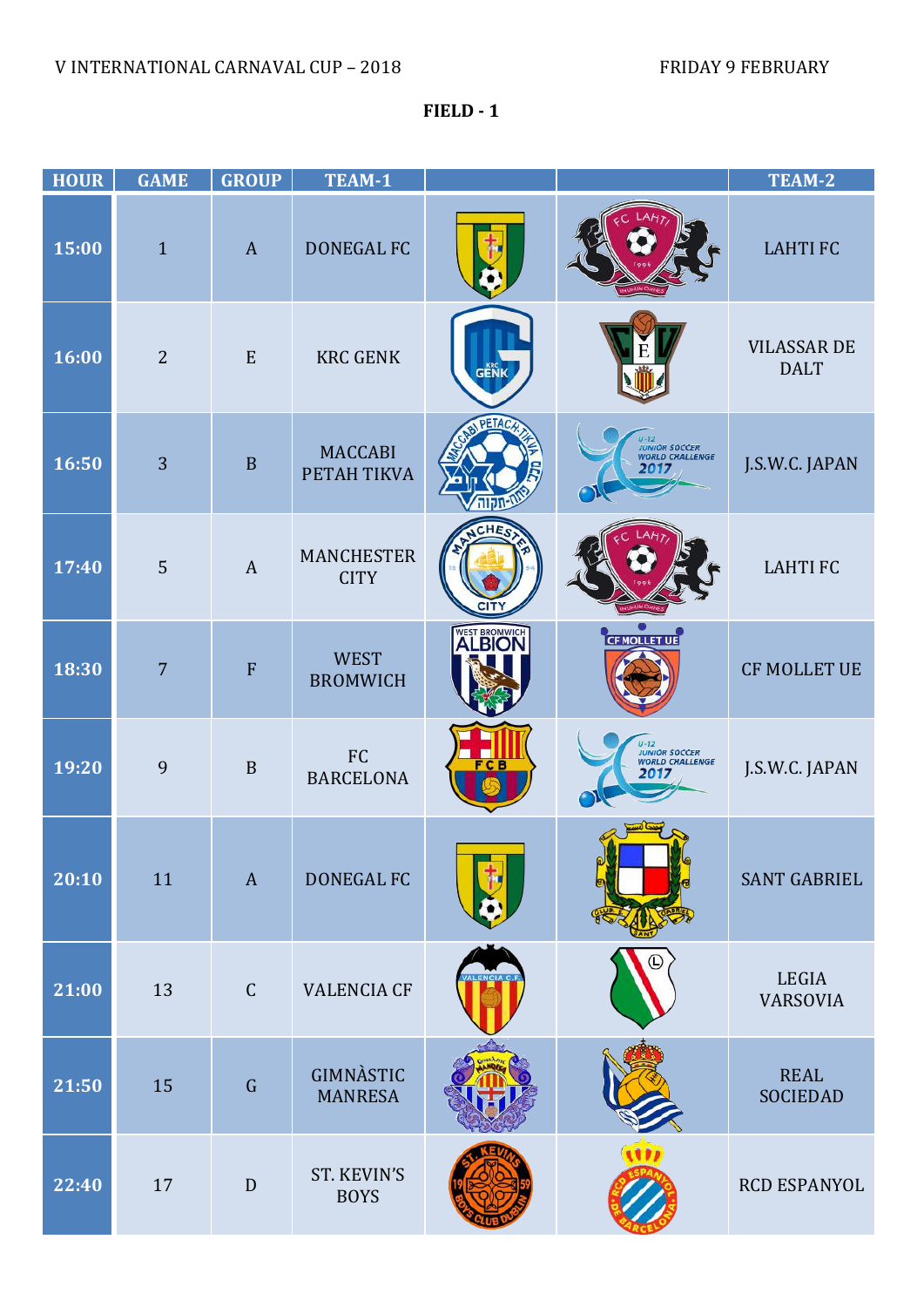V INTERNATIONAL CARNAVAL CUP – 2018

FRIDAY 9 FEBRUARY

**FIELD - 1**

| HOUR | GAME | GROUP | TEAM-1 | | | TEAM-2 |
|---|---|---|---|---|---|---|
| 15:00 | 1 | A | DONEGAL FC | | | LAHTI FC |
| 16:00 | 2 | E | KRC GENK | | | VILASSAR DE DALT |
| 16:50 | 3 | B | MACCABI PETAH TIKVA | | | J.S.W.C. JAPAN |
| 17:40 | 5 | A | MANCHESTER CITY | | | LAHTI FC |
| 18:30 | 7 | F | WEST BROMWICH | | | CF MOLLET UE |
| 19:20 | 9 | B | FC BARCELONA | | | J.S.W.C. JAPAN |
| 20:10 | 11 | A | DONEGAL FC | | | SANT GABRIEL |
| 21:00 | 13 | C | VALENCIA CF | | | LEGIA VARSOVIA |
| 21:50 | 15 | G | GIMNÀSTIC MANRESA | | | REAL SOCIEDAD |
| 22:40 | 17 | D | ST. KEVIN'S BOYS | | | RCD ESPANYOL |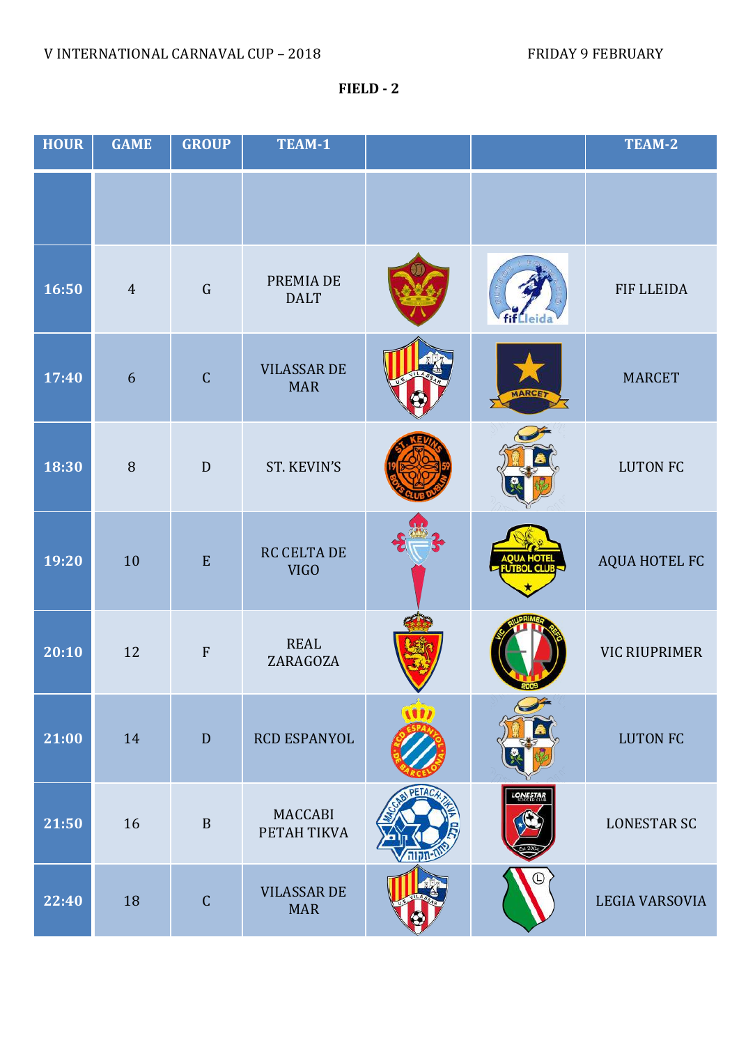V INTERNATIONAL CARNAVAL CUP – 2018 FRIDAY 9 FEBRUARY

**FIELD - 2**

| HOUR | GAME | GROUP | TEAM-1 | | | TEAM-2 |
|---|---|---|---|---|---|---|
| | | | | | | |
| 16:50 | 4 | G | PREMIA DE DALT | | | FIF LLEIDA |
| 17:40 | 6 | C | VILASSAR DE MAR | | | MARCET |
| 18:30 | 8 | D | ST. KEVIN'S | | | LUTON FC |
| 19:20 | 10 | E | RC CELTA DE VIGO | | | AQUA HOTEL FC |
| 20:10 | 12 | F | REAL ZARAGOZA | | | VIC RIUPRIMER |
| 21:00 | 14 | D | RCD ESPANYOL | | | LUTON FC |
| 21:50 | 16 | B | MACCABI PETAH TIKVA | | | LONESTAR SC |
| 22:40 | 18 | C | VILASSAR DE MAR | | | LEGIA VARSOVIA |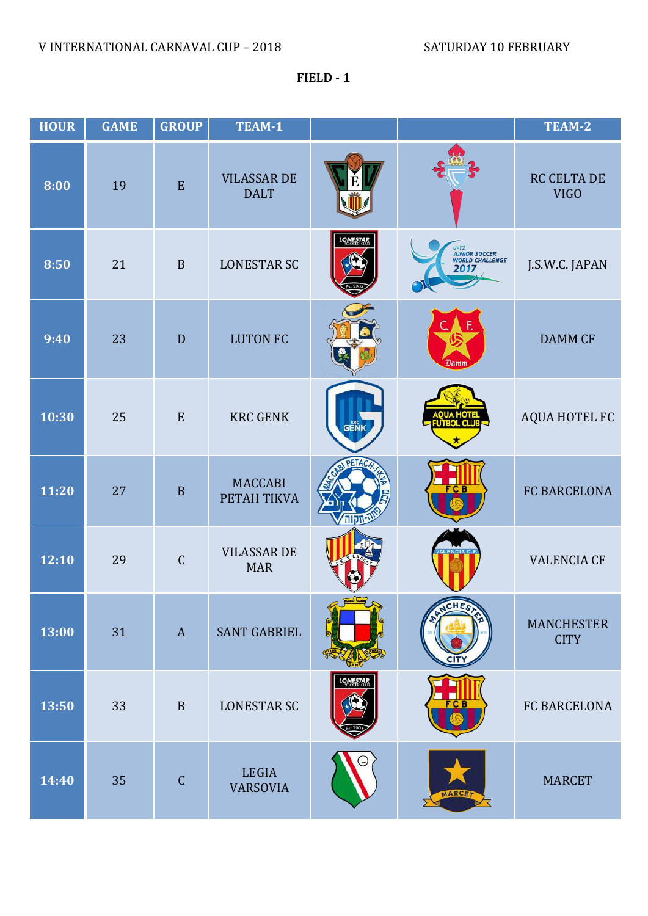V INTERNATIONAL CARNAVAL CUP – 2018 SATURDAY 10 FEBRUARY

**FIELD - 1**

| HOUR | GAME | GROUP | TEAM-1 | | | TEAM-2 |
|---|---|---|---|---|---|---|
| 8:00 | 19 | E | VILASSAR DE DALT | | | RC CELTA DE VIGO |
| 8:50 | 21 | B | LONESTAR SC | | | J.S.W.C. JAPAN |
| 9:40 | 23 | D | LUTON FC | | | DAMM CF |
| 10:30 | 25 | E | KRC GENK | | | AQUA HOTEL FC |
| 11:20 | 27 | B | MACCABI PETAH TIKVA | | | FC BARCELONA |
| 12:10 | 29 | C | VILASSAR DE MAR | | | VALENCIA CF |
| 13:00 | 31 | A | SANT GABRIEL | | | MANCHESTER CITY |
| 13:50 | 33 | B | LONESTAR SC | | | FC BARCELONA |
| 14:40 | 35 | C | LEGIA VARSOVIA | | | MARCET |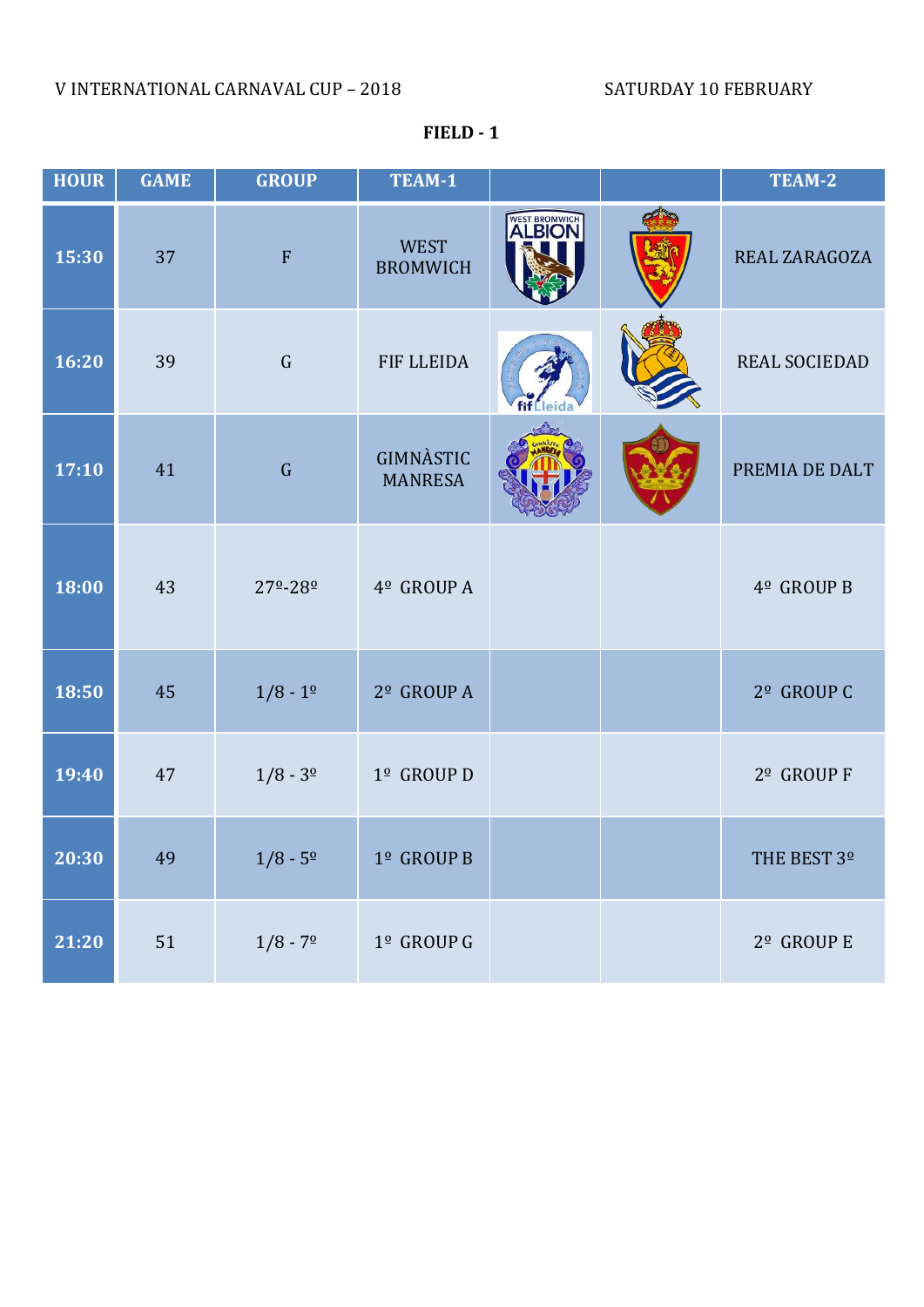V INTERNATIONAL CARNAVAL CUP – 2018 SATURDAY 10 FEBRUARY

**FIELD - 1**

| HOUR | GAME | GROUP | TEAM-1 | | | TEAM-2 |
|---|---|---|---|---|---|---|
| 15:30 | 37 | F | WEST BROMWICH | | | REAL ZARAGOZA |
| 16:20 | 39 | G | FIF LLEIDA | | | REAL SOCIEDAD |
| 17:10 | 41 | G | GIMNÀSTIC MANRESA | | | PREMIA DE DALT |
| 18:00 | 43 | 27º-28º | 4º GROUP A | | | 4º GROUP B |
| 18:50 | 45 | 1/8 - 1º | 2º GROUP A | | | 2º GROUP C |
| 19:40 | 47 | 1/8 - 3º | 1º GROUP D | | | 2º GROUP F |
| 20:30 | 49 | 1/8 - 5º | 1º GROUP B | | | THE BEST 3º |
| 21:20 | 51 | 1/8 - 7º | 1º GROUP G | | | 2º GROUP E |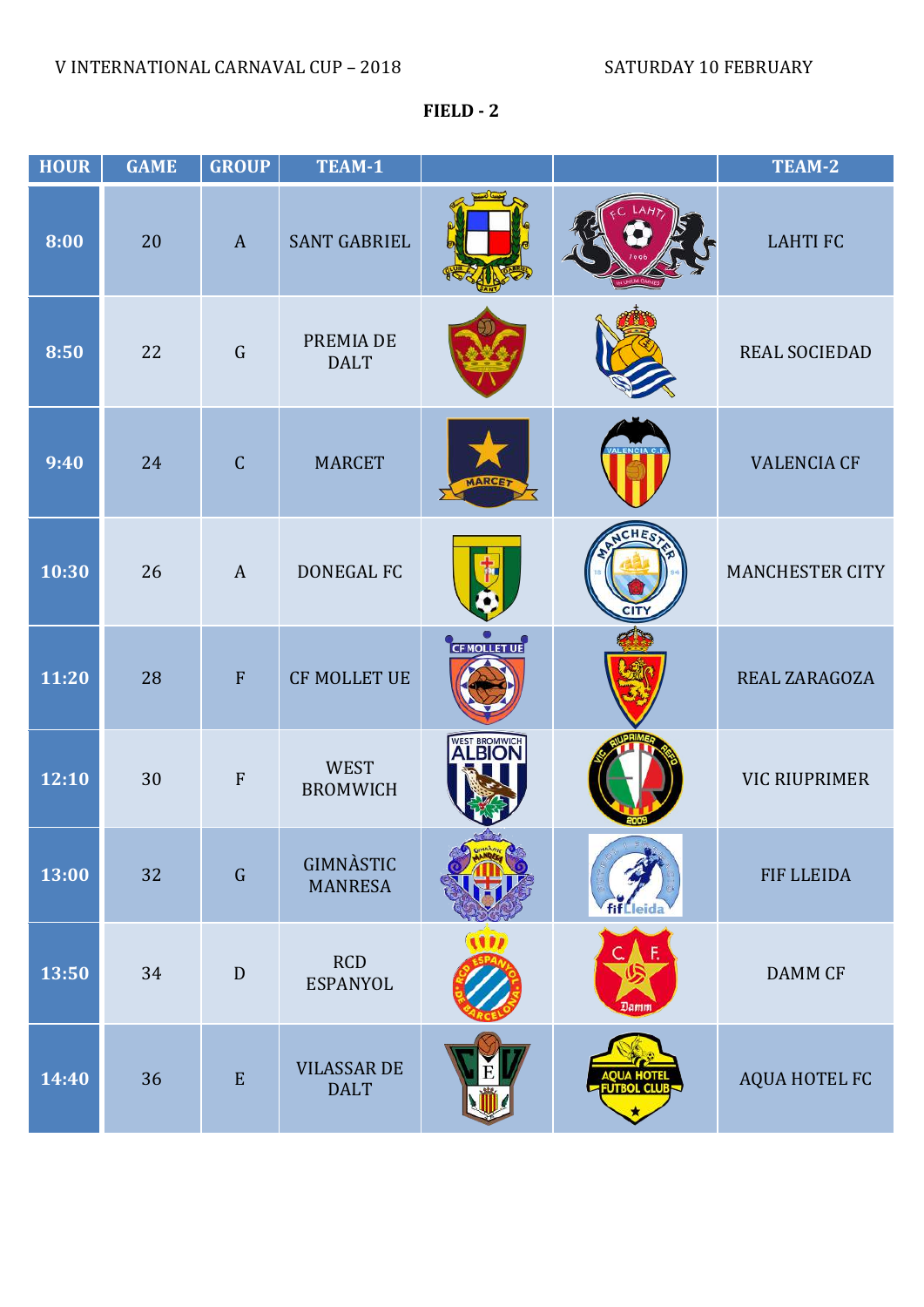V INTERNATIONAL CARNAVAL CUP – 2018 SATURDAY 10 FEBRUARY

**FIELD - 2**

| HOUR | GAME | GROUP | TEAM-1 | | | TEAM-2 |
|---|---|---|---|---|---|---|
| 8:00 | 20 | A | SANT GABRIEL | | | LAHTI FC |
| 8:50 | 22 | G | PREMIA DE DALT | | | REAL SOCIEDAD |
| 9:40 | 24 | C | MARCET | | | VALENCIA CF |
| 10:30 | 26 | A | DONEGAL FC | | | MANCHESTER CITY |
| 11:20 | 28 | F | CF MOLLET UE | | | REAL ZARAGOZA |
| 12:10 | 30 | F | WEST BROMWICH | | | VIC RIUPRIMER |
| 13:00 | 32 | G | GIMNÀSTIC MANRESA | | | FIF LLEIDA |
| 13:50 | 34 | D | RCD ESPANYOL | | | DAMM CF |
| 14:40 | 36 | E | VILASSAR DE DALT | | | AQUA HOTEL FC |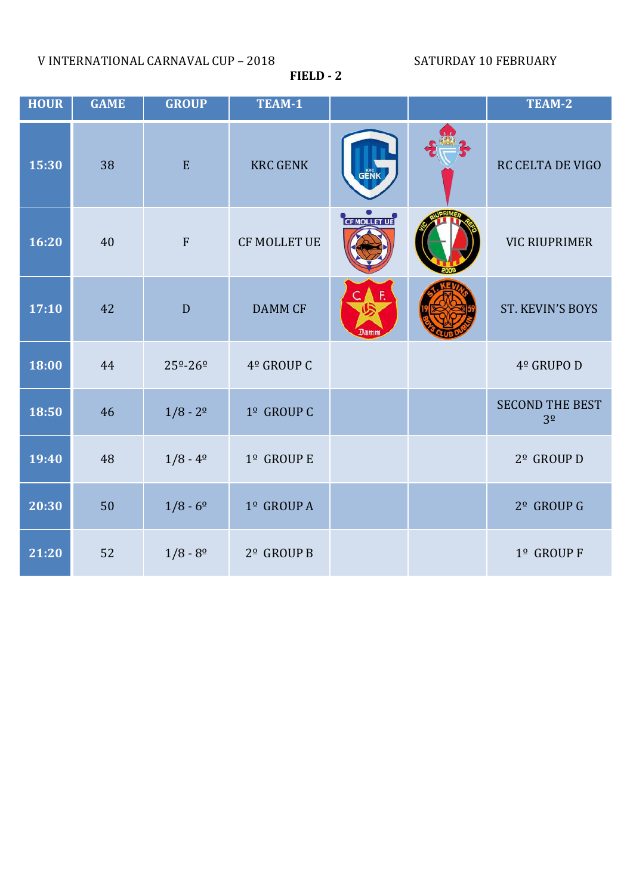V INTERNATIONAL CARNAVAL CUP – 2018 SATURDAY 10 FEBRUARY

**FIELD - 2**

| HOUR | GAME | GROUP | TEAM-1 | | | TEAM-2 |
|---|---|---|---|---|---|---|
| 15:30 | 38 | E | KRC GENK | | | RC CELTA DE VIGO |
| 16:20 | 40 | F | CF MOLLET UE | | | VIC RIUPRIMER |
| 17:10 | 42 | D | DAMM CF | | | ST. KEVIN'S BOYS |
| 18:00 | 44 | 25º-26º | 4º GROUP C | | | 4º GRUPO D |
| 18:50 | 46 | 1/8 - 2º | 1º GROUP C | | | SECOND THE BEST 3º |
| 19:40 | 48 | 1/8 - 4º | 1º GROUP E | | | 2º GROUP D |
| 20:30 | 50 | 1/8 - 6º | 1º GROUP A | | | 2º GROUP G |
| 21:20 | 52 | 1/8 - 8º | 2º GROUP B | | | 1º GROUP F |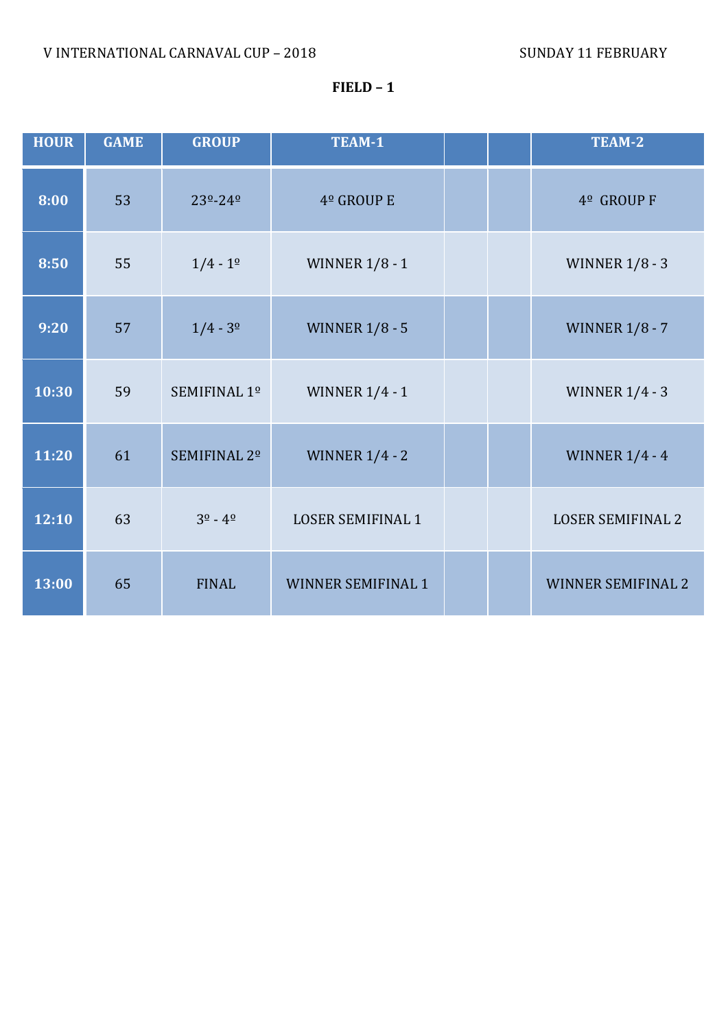V INTERNATIONAL CARNAVAL CUP – 2018 SUNDAY 11 FEBRUARY

**FIELD – 1**

| HOUR | GAME | GROUP | TEAM-1 | | | TEAM-2 |
|---|---|---|---|---|---|---|
| **8:00** | 53 | 23º-24º | 4º GROUP E | | | 4º GROUP F |
| **8:50** | 55 | 1/4 - 1º | WINNER 1/8 - 1 | | | WINNER 1/8 - 3 |
| **9:20** | 57 | 1/4 - 3º | WINNER 1/8 - 5 | | | WINNER 1/8 - 7 |
| **10:30** | 59 | SEMIFINAL 1º | WINNER 1/4 - 1 | | | WINNER 1/4 - 3 |
| **11:20** | 61 | SEMIFINAL 2º | WINNER 1/4 - 2 | | | WINNER 1/4 - 4 |
| **12:10** | 63 | 3º - 4º | LOSER SEMIFINAL 1 | | | LOSER SEMIFINAL 2 |
| **13:00** | 65 | FINAL | WINNER SEMIFINAL 1 | | | WINNER SEMIFINAL 2 |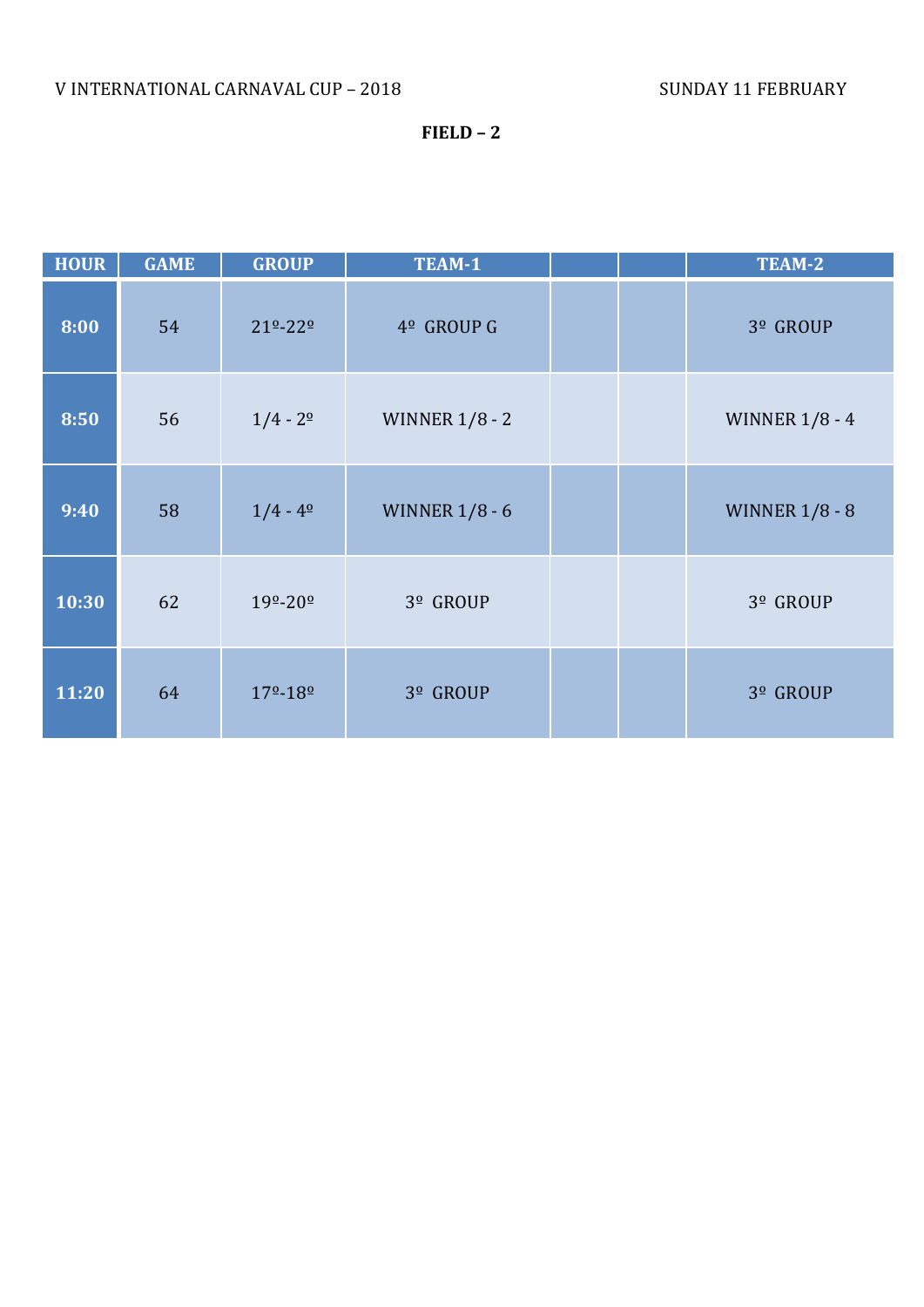V INTERNATIONAL CARNAVAL CUP – 2018

SUNDAY 11 FEBRUARY

**FIELD – 2**

| HOUR | GAME | GROUP | TEAM-1 | | | TEAM-2 |
|---|---|---|---|---|---|---|
| **8:00** | 54 | 21º-22º | 4º GROUP G | | | 3º GROUP |
| **8:50** | 56 | 1/4 - 2º | WINNER 1/8 - 2 | | | WINNER 1/8 - 4 |
| **9:40** | 58 | 1/4 - 4º | WINNER 1/8 - 6 | | | WINNER 1/8 - 8 |
| **10:30** | 62 | 19º-20º | 3º GROUP | | | 3º GROUP |
| **11:20** | 64 | 17º-18º | 3º GROUP | | | 3º GROUP |